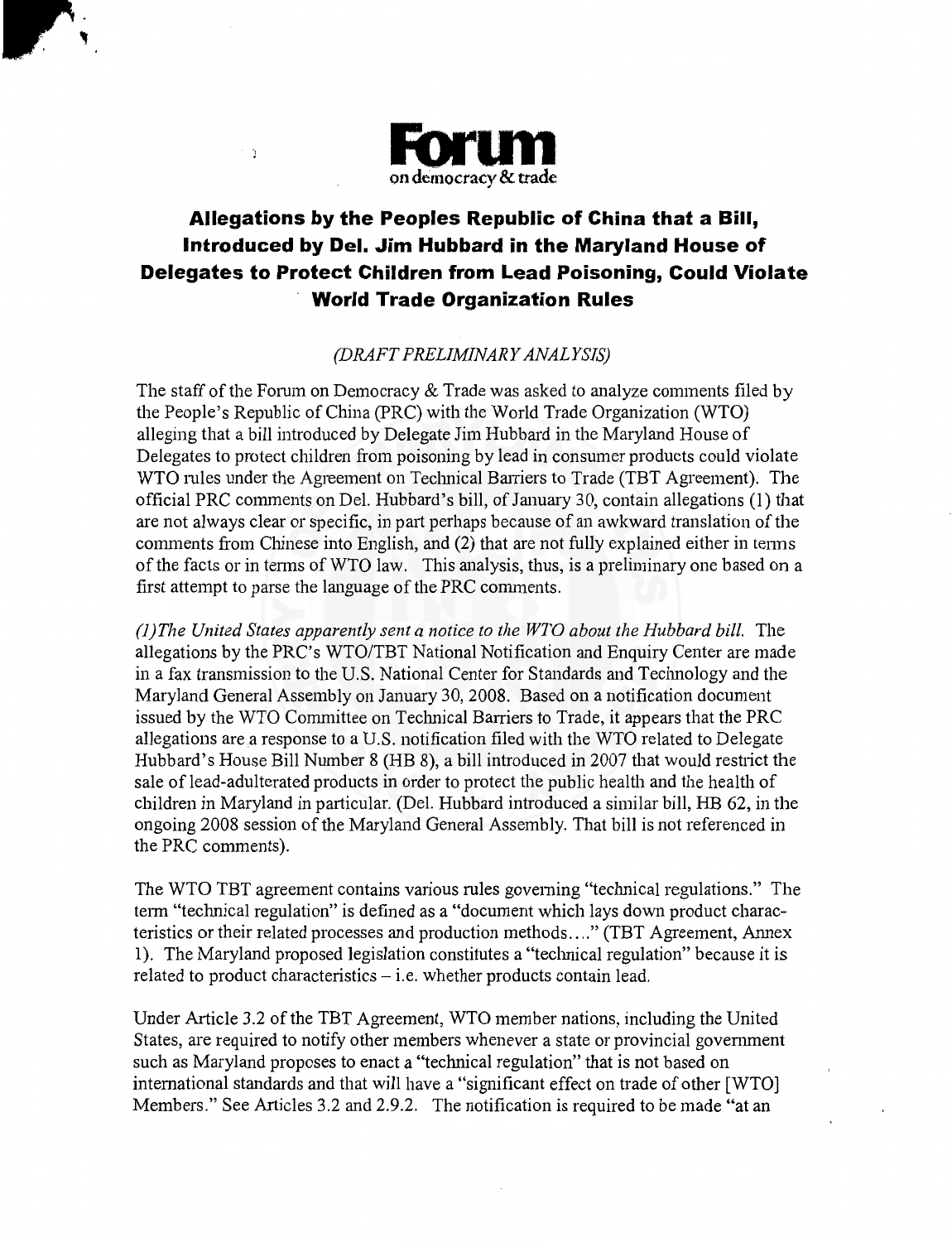**Forum**
on democracy & trade

# Allegations by the Peoples Republic of China that a Bill, Introduced by Del. Jim Hubbard in the Maryland House of Delegates to Protect Children from Lead Poisoning, Could Violate World Trade Organization Rules

*(DRAFT PRELIMINARY ANALYSIS)*

The staff of the Forum on Democracy & Trade was asked to analyze comments filed by the People's Republic of China (PRC) with the World Trade Organization (WTO) alleging that a bill introduced by Delegate Jim Hubbard in the Maryland House of Delegates to protect children from poisoning by lead in consumer products could violate WTO rules under the Agreement on Technical Barriers to Trade (TBT Agreement). The official PRC comments on Del. Hubbard's bill, of January 30, contain allegations (1) that are not always clear or specific, in part perhaps because of an awkward translation of the comments from Chinese into English, and (2) that are not fully explained either in terms of the facts or in terms of WTO law. This analysis, thus, is a preliminary one based on a first attempt to parse the language of the PRC comments.

*(1)The United States apparently sent a notice to the WTO about the Hubbard bill.* The allegations by the PRC's WTO/TBT National Notification and Enquiry Center are made in a fax transmission to the U.S. National Center for Standards and Technology and the Maryland General Assembly on January 30, 2008. Based on a notification document issued by the WTO Committee on Technical Barriers to Trade, it appears that the PRC allegations are a response to a U.S. notification filed with the WTO related to Delegate Hubbard's House Bill Number 8 (HB 8), a bill introduced in 2007 that would restrict the sale of lead-adulterated products in order to protect the public health and the health of children in Maryland in particular. (Del. Hubbard introduced a similar bill, HB 62, in the ongoing 2008 session of the Maryland General Assembly. That bill is not referenced in the PRC comments).

The WTO TBT agreement contains various rules governing "technical regulations." The term "technical regulation" is defined as a "document which lays down product characteristics or their related processes and production methods…." (TBT Agreement, Annex 1). The Maryland proposed legislation constitutes a "technical regulation" because it is related to product characteristics – i.e. whether products contain lead.

Under Article 3.2 of the TBT Agreement, WTO member nations, including the United States, are required to notify other members whenever a state or provincial government such as Maryland proposes to enact a "technical regulation" that is not based on international standards and that will have a "significant effect on trade of other [WTO] Members." See Articles 3.2 and 2.9.2. The notification is required to be made "at an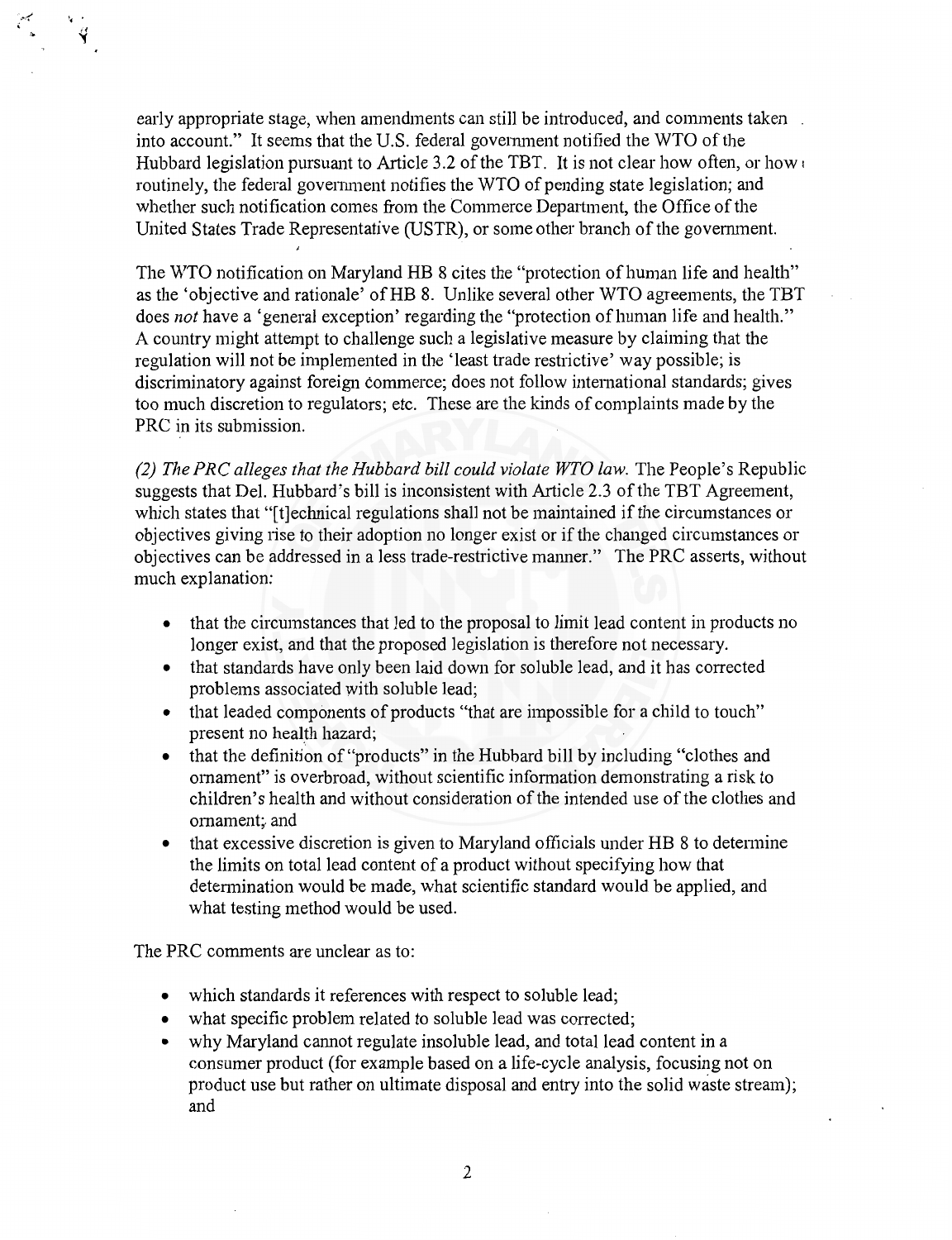early appropriate stage, when amendments can still be introduced, and comments taken into account." It seems that the U.S. federal government notified the WTO of the Hubbard legislation pursuant to Article 3.2 of the TBT. It is not clear how often, or how routinely, the federal government notifies the WTO of pending state legislation; and whether such notification comes from the Commerce Department, the Office of the United States Trade Representative (USTR), or some other branch of the government.

The WTO notification on Maryland HB 8 cites the "protection of human life and health" as the 'objective and rationale' of HB 8. Unlike several other WTO agreements, the TBT does *not* have a 'general exception' regarding the "protection of human life and health." A country might attempt to challenge such a legislative measure by claiming that the regulation will not be implemented in the 'least trade restrictive' way possible; is discriminatory against foreign commerce; does not follow international standards; gives too much discretion to regulators; etc. These are the kinds of complaints made by the PRC in its submission.

*(2) The PRC alleges that the Hubbard bill could violate WTO law.* The People's Republic suggests that Del. Hubbard's bill is inconsistent with Article 2.3 of the TBT Agreement, which states that "[t]echnical regulations shall not be maintained if the circumstances or objectives giving rise to their adoption no longer exist or if the changed circumstances or objectives can be addressed in a less trade-restrictive manner." The PRC asserts, without much explanation:

- that the circumstances that led to the proposal to limit lead content in products no longer exist, and that the proposed legislation is therefore not necessary.
- that standards have only been laid down for soluble lead, and it has corrected problems associated with soluble lead;
- that leaded components of products "that are impossible for a child to touch" present no health hazard;
- that the definition of "products" in the Hubbard bill by including "clothes and ornament" is overbroad, without scientific information demonstrating a risk to children's health and without consideration of the intended use of the clothes and ornament; and
- that excessive discretion is given to Maryland officials under HB 8 to determine the limits on total lead content of a product without specifying how that determination would be made, what scientific standard would be applied, and what testing method would be used.

The PRC comments are unclear as to:

- which standards it references with respect to soluble lead;
- what specific problem related to soluble lead was corrected;
- why Maryland cannot regulate insoluble lead, and total lead content in a consumer product (for example based on a life-cycle analysis, focusing not on product use but rather on ultimate disposal and entry into the solid waste stream); and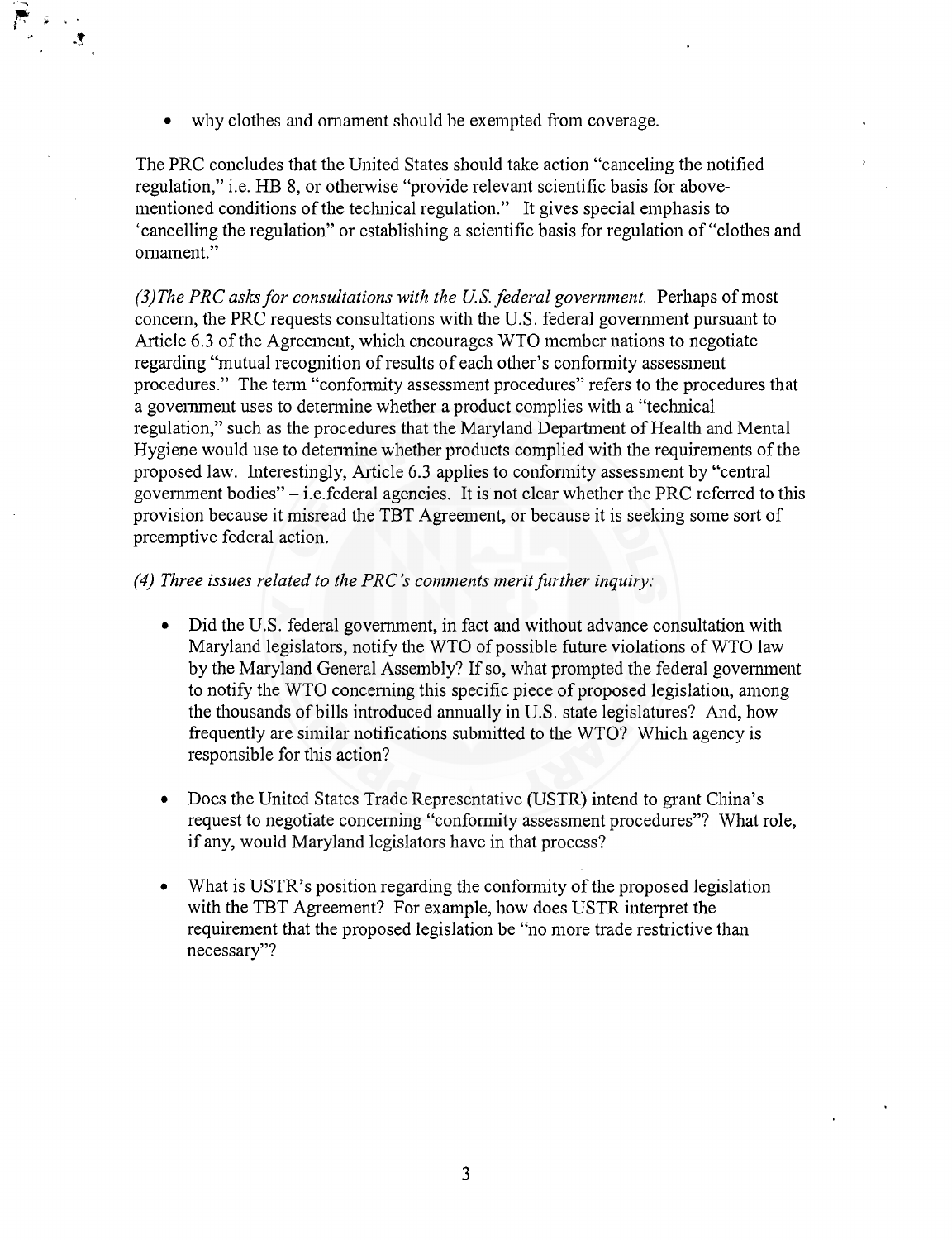- why clothes and ornament should be exempted from coverage.

The PRC concludes that the United States should take action "canceling the notified regulation," i.e. HB 8, or otherwise "provide relevant scientific basis for above-mentioned conditions of the technical regulation." It gives special emphasis to 'cancelling the regulation" or establishing a scientific basis for regulation of "clothes and ornament."

*(3)The PRC asks for consultations with the U.S. federal government.* Perhaps of most concern, the PRC requests consultations with the U.S. federal government pursuant to Article 6.3 of the Agreement, which encourages WTO member nations to negotiate regarding "mutual recognition of results of each other's conformity assessment procedures." The term "conformity assessment procedures" refers to the procedures that a government uses to determine whether a product complies with a "technical regulation," such as the procedures that the Maryland Department of Health and Mental Hygiene would use to determine whether products complied with the requirements of the proposed law. Interestingly, Article 6.3 applies to conformity assessment by "central government bodies" – i.e.federal agencies. It is not clear whether the PRC referred to this provision because it misread the TBT Agreement, or because it is seeking some sort of preemptive federal action.

*(4) Three issues related to the PRC's comments merit further inquiry:*

- Did the U.S. federal government, in fact and without advance consultation with Maryland legislators, notify the WTO of possible future violations of WTO law by the Maryland General Assembly? If so, what prompted the federal government to notify the WTO concerning this specific piece of proposed legislation, among the thousands of bills introduced annually in U.S. state legislatures? And, how frequently are similar notifications submitted to the WTO? Which agency is responsible for this action?

- Does the United States Trade Representative (USTR) intend to grant China's request to negotiate concerning "conformity assessment procedures"? What role, if any, would Maryland legislators have in that process?

- What is USTR's position regarding the conformity of the proposed legislation with the TBT Agreement? For example, how does USTR interpret the requirement that the proposed legislation be "no more trade restrictive than necessary"?